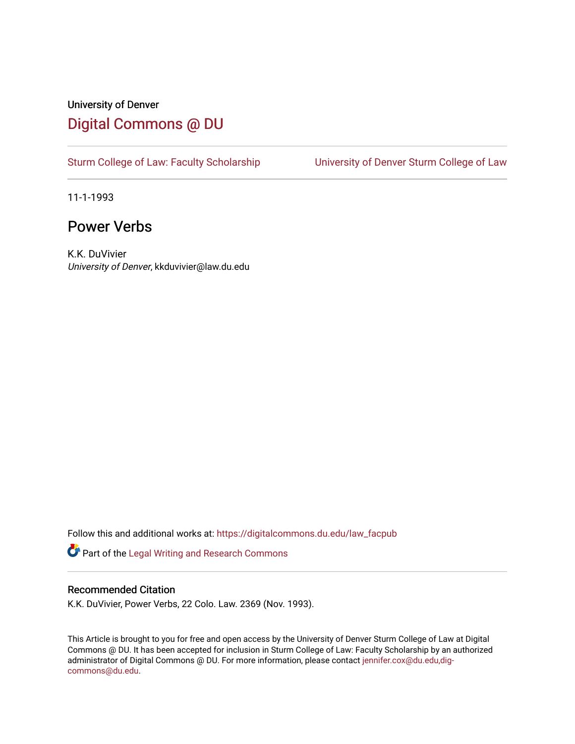University of Denver

# Digital Commons @ DU

Sturm College of Law: Faculty Scholarship | University of Denver Sturm College of Law

11-1-1993

## Power Verbs

K.K. DuVivier
*University of Denver*, kkduvivier@law.du.edu

Follow this and additional works at: https://digitalcommons.du.edu/law_facpub

Part of the Legal Writing and Research Commons

### Recommended Citation

K.K. DuVivier, Power Verbs, 22 Colo. Law. 2369 (Nov. 1993).

This Article is brought to you for free and open access by the University of Denver Sturm College of Law at Digital Commons @ DU. It has been accepted for inclusion in Sturm College of Law: Faculty Scholarship by an authorized administrator of Digital Commons @ DU. For more information, please contact jennifer.cox@du.edu,dig-commons@du.edu.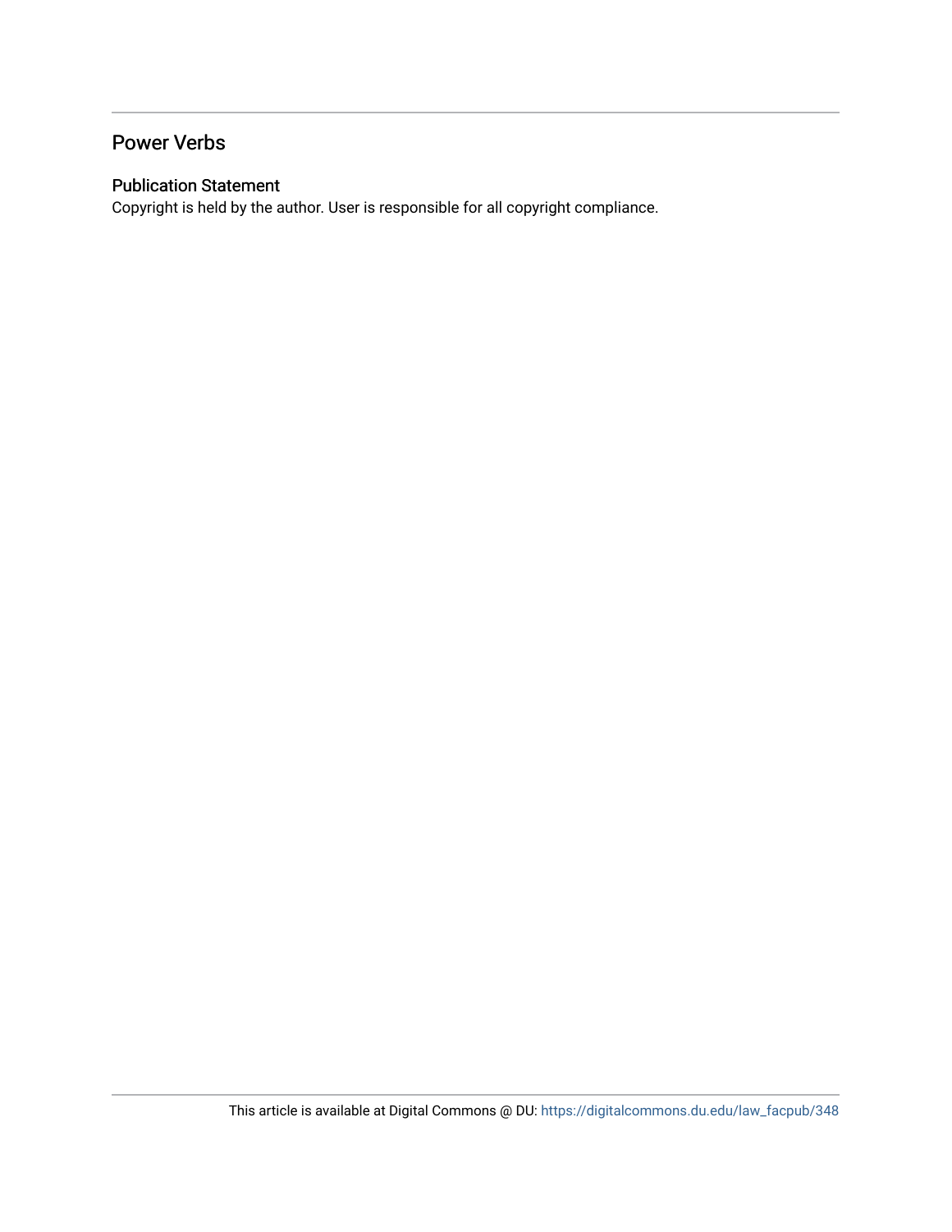## Power Verbs

### Publication Statement

Copyright is held by the author. User is responsible for all copyright compliance.

This article is available at Digital Commons @ DU: https://digitalcommons.du.edu/law_facpub/348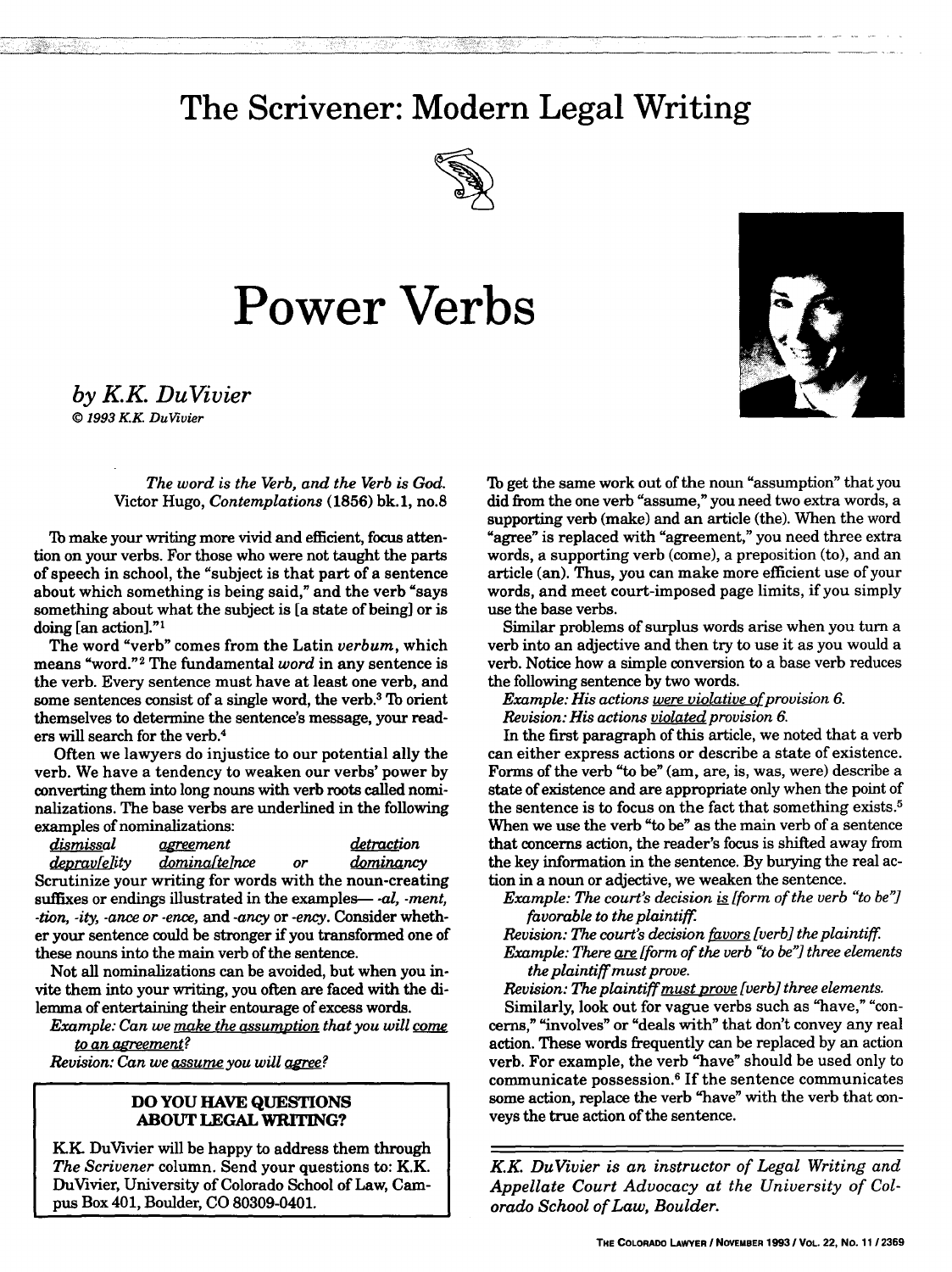# The Scrivener: Modern Legal Writing

# Power Verbs

*by K.K. DuVivier*

*© 1993 K.K. DuVivier*

> *The word is the Verb, and the Verb is God.*
> Victor Hugo, *Contemplations* (1856) bk.1, no.8

To make your writing more vivid and efficient, focus attention on your verbs. For those who were not taught the parts of speech in school, the "subject is that part of a sentence about which something is being said," and the verb "says something about what the subject is [a state of being] or is doing [an action]."[1]

The word "verb" comes from the Latin *verbum*, which means "word."[2] The fundamental *word* in any sentence is the verb. Every sentence must have at least one verb, and some sentences consist of a single word, the verb.[3] To orient themselves to determine the sentence's message, your readers will search for the verb.[4]

Often we lawyers do injustice to our potential ally the verb. We have a tendency to weaken our verbs' power by converting them into long nouns with verb roots called nominalizations. The base verbs are underlined in the following examples of nominalizations:

*dismissal* &nbsp;&nbsp; *agreement* &nbsp;&nbsp;&nbsp;&nbsp;&nbsp;&nbsp;&nbsp;&nbsp;&nbsp;&nbsp;&nbsp;&nbsp; *detraction*
*deprav[e]ity* &nbsp;&nbsp; *domina[te]nce* &nbsp;&nbsp; or &nbsp;&nbsp; *dominancy*

Scrutinize your writing for words with the noun-creating suffixes or endings illustrated in the examples— *-al, -ment, -tion, -ity, -ance* or *-ence*, and *-ancy* or *-ency*. Consider whether your sentence could be stronger if you transformed one of these nouns into the main verb of the sentence.

Not all nominalizations can be avoided, but when you invite them into your writing, you often are faced with the dilemma of entertaining their entourage of excess words.

*Example: Can we make the assumption that you will come to an agreement?*

*Revision: Can we assume you will agree?*

To get the same work out of the noun "assumption" that you did from the one verb "assume," you need two extra words, a supporting verb (make) and an article (the). When the word "agree" is replaced with "agreement," you need three extra words, a supporting verb (come), a preposition (to), and an article (an). Thus, you can make more efficient use of your words, and meet court-imposed page limits, if you simply use the base verbs.

Similar problems of surplus words arise when you turn a verb into an adjective and then try to use it as you would a verb. Notice how a simple conversion to a base verb reduces the following sentence by two words.

*Example: His actions were violative of provision 6.*

*Revision: His actions violated provision 6.*

In the first paragraph of this article, we noted that a verb can either express actions or describe a state of existence. Forms of the verb "to be" (am, are, is, was, were) describe a state of existence and are appropriate only when the point of the sentence is to focus on the fact that something exists.[5] When we use the verb "to be" as the main verb of a sentence that concerns action, the reader's focus is shifted away from the key information in the sentence. By burying the real action in a noun or adjective, we weaken the sentence.

*Example: The court's decision is [form of the verb "to be"] favorable to the plaintiff.*

*Revision: The court's decision favors [verb] the plaintiff.*

*Example: There are [form of the verb "to be"] three elements the plaintiff must prove.*

*Revision: The plaintiff must prove [verb] three elements.*

Similarly, look out for vague verbs such as "have," "concerns," "involves" or "deals with" that don't convey any real action. These words frequently can be replaced by an action verb. For example, the verb "have" should be used only to communicate possession.[6] If the sentence communicates some action, replace the verb "have" with the verb that conveys the true action of the sentence.

---

**DO YOU HAVE QUESTIONS ABOUT LEGAL WRITING?**

K.K. DuVivier will be happy to address them through *The Scrivener* column. Send your questions to: K.K. DuVivier, University of Colorado School of Law, Campus Box 401, Boulder, CO 80309-0401.

---

*K.K. DuVivier is an instructor of Legal Writing and Appellate Court Advocacy at the University of Colorado School of Law, Boulder.*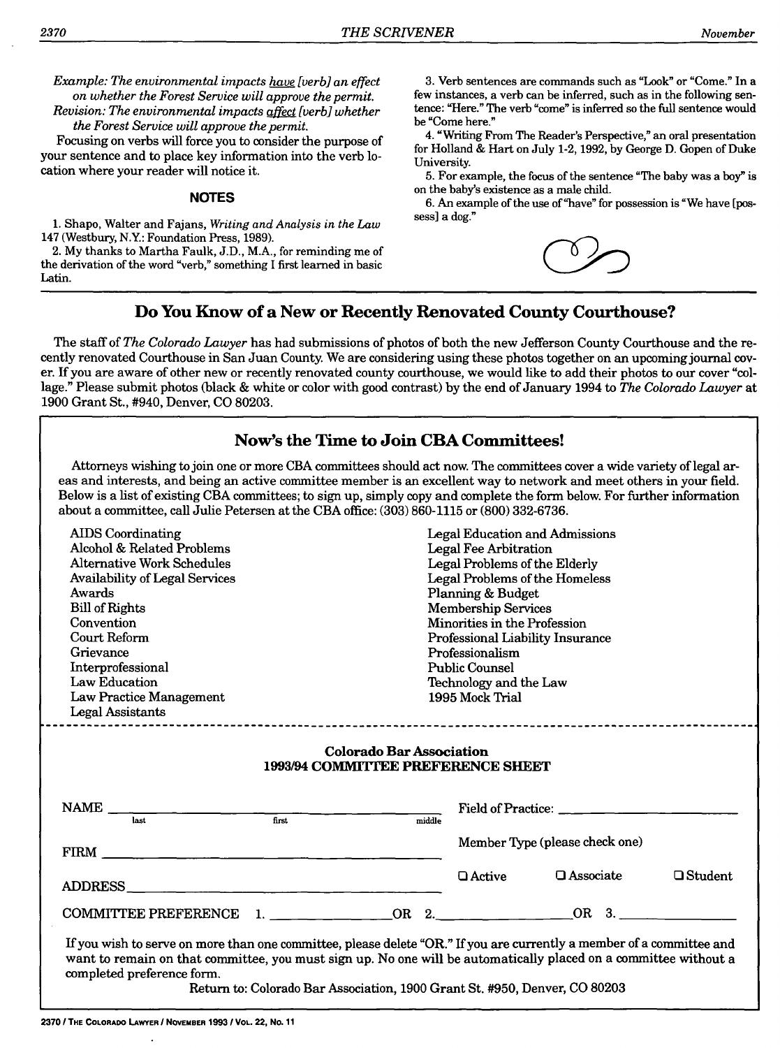*Example: The environmental impacts have [verb] an effect on whether the Forest Service will approve the permit.*
*Revision: The environmental impacts affect [verb] whether the Forest Service will approve the permit.*

Focusing on verbs will force you to consider the purpose of your sentence and to place key information into the verb location where your reader will notice it.

### NOTES

1. Shapo, Walter and Fajans, *Writing and Analysis in the Law* 147 (Westbury, N.Y.: Foundation Press, 1989).
2. My thanks to Martha Faulk, J.D., M.A., for reminding me of the derivation of the word "verb," something I first learned in basic Latin.
3. Verb sentences are commands such as "Look" or "Come." In a few instances, a verb can be inferred, such as in the following sentence: "Here." The verb "come" is inferred so the full sentence would be "Come here."
4. "Writing From The Reader's Perspective," an oral presentation for Holland & Hart on July 1-2, 1992, by George D. Gopen of Duke University.
5. For example, the focus of the sentence "The baby was a boy" is on the baby's existence as a male child.
6. An example of the use of "have" for possession is "We have [possess] a dog."

## Do You Know of a New or Recently Renovated County Courthouse?

The staff of *The Colorado Lawyer* has had submissions of photos of both the new Jefferson County Courthouse and the recently renovated Courthouse in San Juan County. We are considering using these photos together on an upcoming journal cover. If you are aware of other new or recently renovated county courthouse, we would like to add their photos to our cover "collage." Please submit photos (black & white or color with good contrast) by the end of January 1994 to *The Colorado Lawyer* at 1900 Grant St., #940, Denver, CO 80203.

## Now's the Time to Join CBA Committees!

Attorneys wishing to join one or more CBA committees should act now. The committees cover a wide variety of legal areas and interests, and being an active committee member is an excellent way to network and meet others in your field. Below is a list of existing CBA committees; to sign up, simply copy and complete the form below. For further information about a committee, call Julie Petersen at the CBA office: (303) 860-1115 or (800) 332-6736.

- AIDS Coordinating
- Alcohol & Related Problems
- Alternative Work Schedules
- Availability of Legal Services
- Awards
- Bill of Rights
- Convention
- Court Reform
- Grievance
- Interprofessional
- Law Education
- Law Practice Management
- Legal Assistants
- Legal Education and Admissions
- Legal Fee Arbitration
- Legal Problems of the Elderly
- Legal Problems of the Homeless
- Planning & Budget
- Membership Services
- Minorities in the Profession
- Professional Liability Insurance
- Professionalism
- Public Counsel
- Technology and the Law
- 1995 Mock Trial

**Colorado Bar Association**
**1993/94 COMMITTEE PREFERENCE SHEET**

NAME ______________________________ (last / first / middle)

Field of Practice: ______________________

FIRM ______________________________

Member Type (please check one)

ADDRESS ______________________________

☐ Active ☐ Associate ☐ Student

COMMITTEE PREFERENCE 1. ____________ OR 2. ____________ OR 3. ____________

If you wish to serve on more than one committee, please delete "OR." If you are currently a member of a committee and want to remain on that committee, you must sign up. No one will be automatically placed on a committee without a completed preference form.

Return to: Colorado Bar Association, 1900 Grant St. #950, Denver, CO 80203